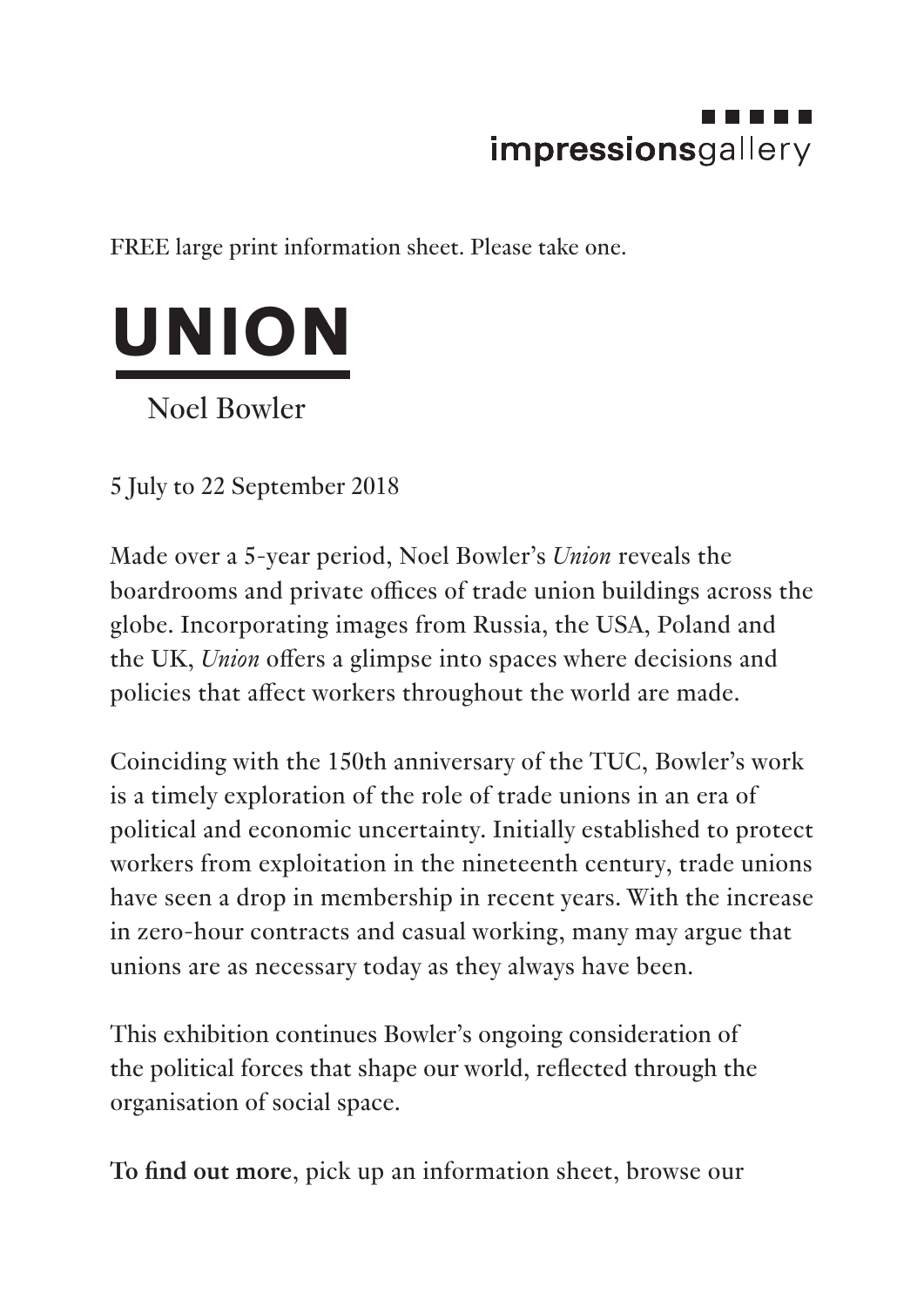impressionsgallery

FREE large print information sheet. Please take one.

# UNION

Noel Bowler

5 July to 22 September 2018

Made over a 5-year period, Noel Bowler's *Union* reveals the boardrooms and private offices of trade union buildings across the globe. Incorporating images from Russia, the USA, Poland and the UK, *Union* offers a glimpse into spaces where decisions and policies that affect workers throughout the world are made.

Coinciding with the 150th anniversary of the TUC, Bowler's work is a timely exploration of the role of trade unions in an era of political and economic uncertainty. Initially established to protect workers from exploitation in the nineteenth century, trade unions have seen a drop in membership in recent years. With the increase in zero-hour contracts and casual working, many may argue that unions are as necessary today as they always have been.

This exhibition continues Bowler's ongoing consideration of the political forces that shape our world, reflected through the organisation of social space.

**To find out more**, pick up an information sheet, browse our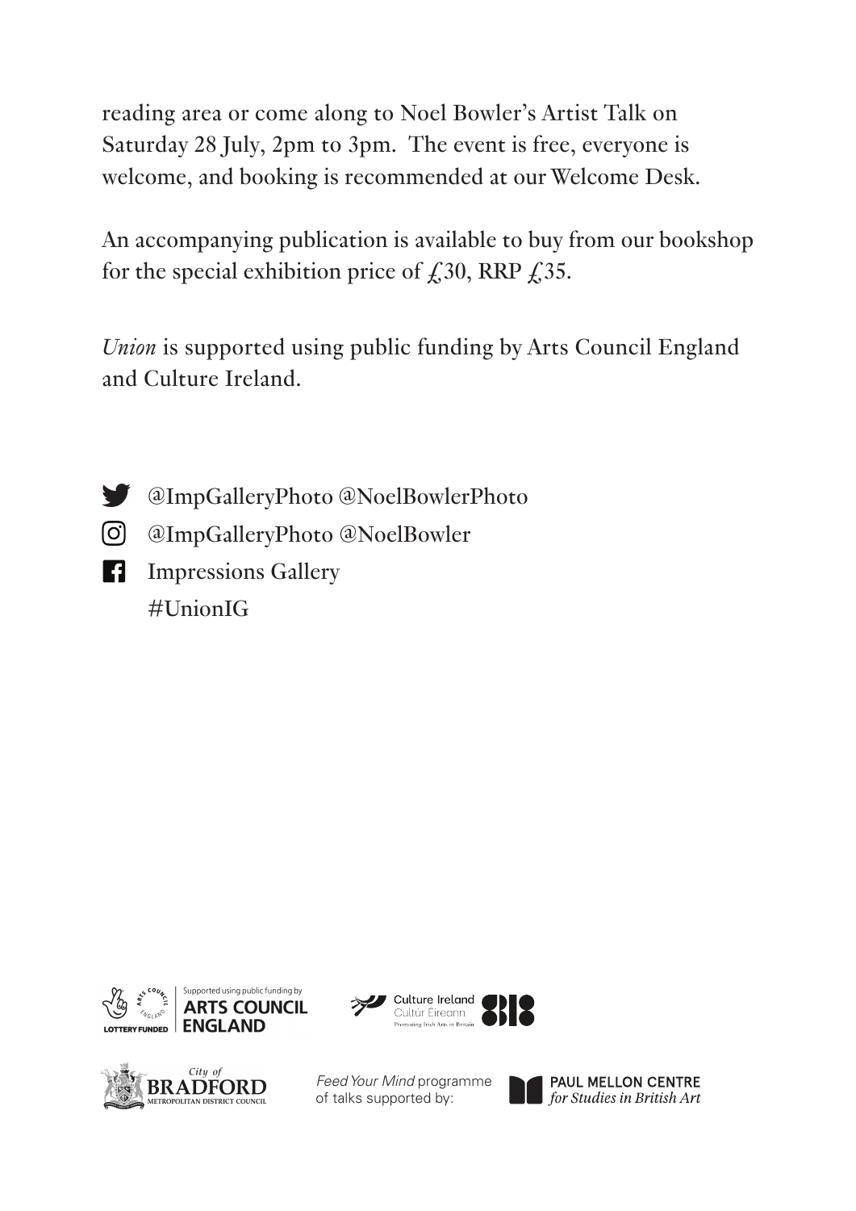reading area or come along to Noel Bowler's Artist Talk on Saturday 28 July, 2pm to 3pm. The event is free, everyone is welcome, and booking is recommended at our Welcome Desk.

An accompanying publication is available to buy from our bookshop for the special exhibition price of £30, RRP £35.

*Union* is supported using public funding by Arts Council England and Culture Ireland.

@ImpGalleryPhoto @NoelBowlerPhoto

@ImpGalleryPhoto @NoelBowler

Impressions Gallery

#UnionIG

Supported using public funding by ARTS COUNCIL ENGLAND

LOTTERY FUNDED

Culture Ireland Cultúr Éireann

Promoting Irish Arts in Britain

City of BRADFORD METROPOLITAN DISTRICT COUNCIL

*Feed Your Mind* programme of talks supported by:

PAUL MELLON CENTRE *for Studies in British Art*